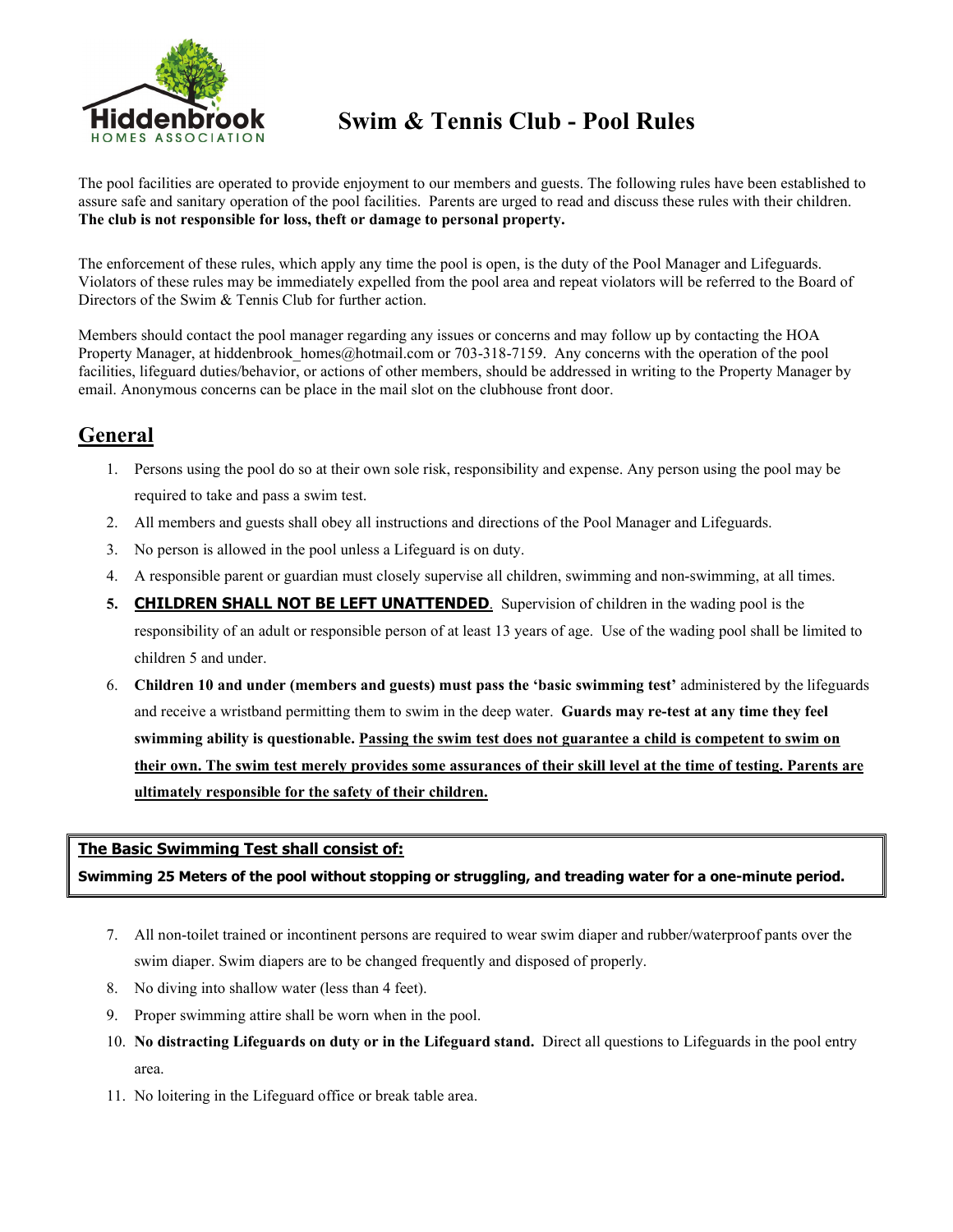Hiddenbrook
HOMES ASSOCIATION

# Swim & Tennis Club - Pool Rules

The pool facilities are operated to provide enjoyment to our members and guests. The following rules have been established to assure safe and sanitary operation of the pool facilities. Parents are urged to read and discuss these rules with their children. **The club is not responsible for loss, theft or damage to personal property.**

The enforcement of these rules, which apply any time the pool is open, is the duty of the Pool Manager and Lifeguards. Violators of these rules may be immediately expelled from the pool area and repeat violators will be referred to the Board of Directors of the Swim & Tennis Club for further action.

Members should contact the pool manager regarding any issues or concerns and may follow up by contacting the HOA Property Manager, at hiddenbrook_homes@hotmail.com or 703-318-7159. Any concerns with the operation of the pool facilities, lifeguard duties/behavior, or actions of other members, should be addressed in writing to the Property Manager by email. Anonymous concerns can be place in the mail slot on the clubhouse front door.

## General

1. Persons using the pool do so at their own sole risk, responsibility and expense. Any person using the pool may be required to take and pass a swim test.
2. All members and guests shall obey all instructions and directions of the Pool Manager and Lifeguards.
3. No person is allowed in the pool unless a Lifeguard is on duty.
4. A responsible parent or guardian must closely supervise all children, swimming and non-swimming, at all times.
5. **CHILDREN SHALL NOT BE LEFT UNATTENDED**. Supervision of children in the wading pool is the responsibility of an adult or responsible person of at least 13 years of age. Use of the wading pool shall be limited to children 5 and under.
6. **Children 10 and under (members and guests) must pass the 'basic swimming test'** administered by the lifeguards and receive a wristband permitting them to swim in the deep water. **Guards may re-test at any time they feel swimming ability is questionable. Passing the swim test does not guarantee a child is competent to swim on their own. The swim test merely provides some assurances of their skill level at the time of testing. Parents are ultimately responsible for the safety of their children.**

**The Basic Swimming Test shall consist of:**
**Swimming 25 Meters of the pool without stopping or struggling, and treading water for a one-minute period.**

7. All non-toilet trained or incontinent persons are required to wear swim diaper and rubber/waterproof pants over the swim diaper. Swim diapers are to be changed frequently and disposed of properly.
8. No diving into shallow water (less than 4 feet).
9. Proper swimming attire shall be worn when in the pool.
10. **No distracting Lifeguards on duty or in the Lifeguard stand.** Direct all questions to Lifeguards in the pool entry area.
11. No loitering in the Lifeguard office or break table area.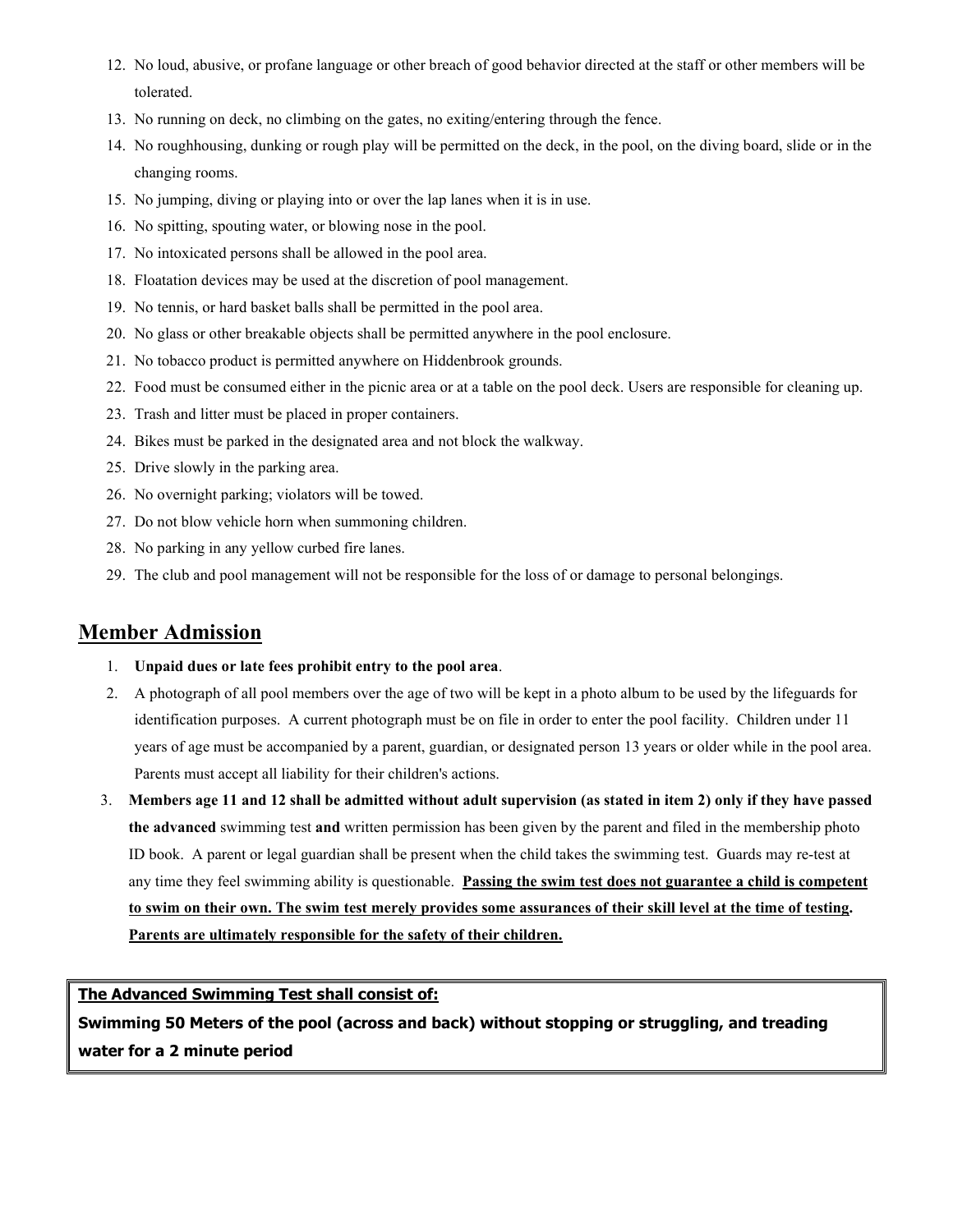12. No loud, abusive, or profane language or other breach of good behavior directed at the staff or other members will be tolerated.
13. No running on deck, no climbing on the gates, no exiting/entering through the fence.
14. No roughhousing, dunking or rough play will be permitted on the deck, in the pool, on the diving board, slide or in the changing rooms.
15. No jumping, diving or playing into or over the lap lanes when it is in use.
16. No spitting, spouting water, or blowing nose in the pool.
17. No intoxicated persons shall be allowed in the pool area.
18. Floatation devices may be used at the discretion of pool management.
19. No tennis, or hard basket balls shall be permitted in the pool area.
20. No glass or other breakable objects shall be permitted anywhere in the pool enclosure.
21. No tobacco product is permitted anywhere on Hiddenbrook grounds.
22. Food must be consumed either in the picnic area or at a table on the pool deck. Users are responsible for cleaning up.
23. Trash and litter must be placed in proper containers.
24. Bikes must be parked in the designated area and not block the walkway.
25. Drive slowly in the parking area.
26. No overnight parking; violators will be towed.
27. Do not blow vehicle horn when summoning children.
28. No parking in any yellow curbed fire lanes.
29. The club and pool management will not be responsible for the loss of or damage to personal belongings.

## Member Admission

1. **Unpaid dues or late fees prohibit entry to the pool area**.
2. A photograph of all pool members over the age of two will be kept in a photo album to be used by the lifeguards for identification purposes. A current photograph must be on file in order to enter the pool facility. Children under 11 years of age must be accompanied by a parent, guardian, or designated person 13 years or older while in the pool area. Parents must accept all liability for their children's actions.
3. **Members age 11 and 12 shall be admitted without adult supervision (as stated in item 2) only if they have passed the advanced** swimming test **and** written permission has been given by the parent and filed in the membership photo ID book. A parent or legal guardian shall be present when the child takes the swimming test. Guards may re-test at any time they feel swimming ability is questionable. **<u>Passing the swim test does not guarantee a child is competent to swim on their own. The swim test merely provides some assurances of their skill level at the time of testing</u>. <u>Parents are ultimately responsible for the safety of their children.</u>**

**<u>The Advanced Swimming Test shall consist of:</u>**
**Swimming 50 Meters of the pool (across and back) without stopping or struggling, and treading water for a 2 minute period**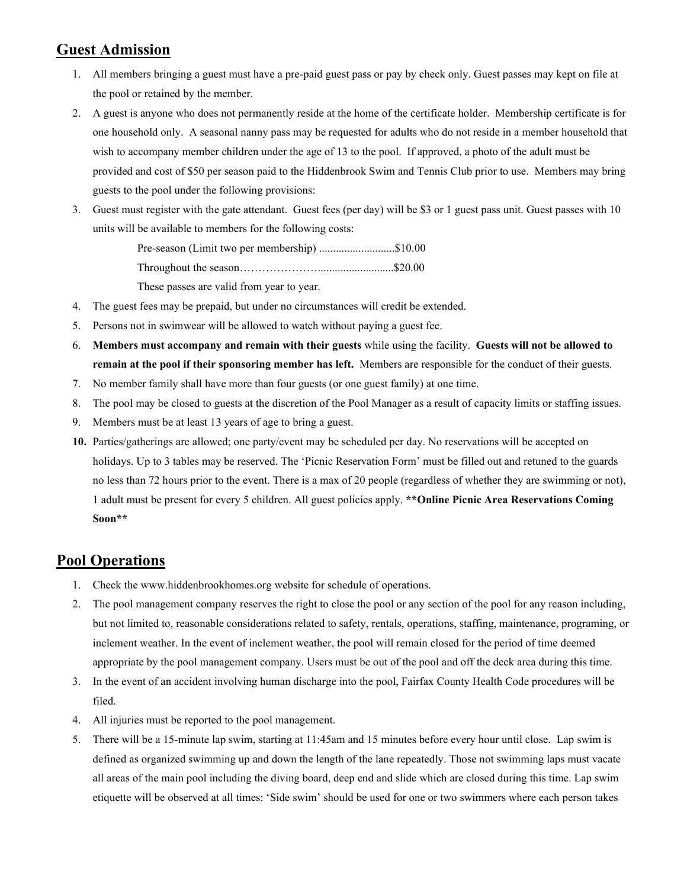## Guest Admission

1. All members bringing a guest must have a pre-paid guest pass or pay by check only. Guest passes may kept on file at the pool or retained by the member.
2. A guest is anyone who does not permanently reside at the home of the certificate holder. Membership certificate is for one household only. A seasonal nanny pass may be requested for adults who do not reside in a member household that wish to accompany member children under the age of 13 to the pool. If approved, a photo of the adult must be provided and cost of $50 per season paid to the Hiddenbrook Swim and Tennis Club prior to use. Members may bring guests to the pool under the following provisions:
3. Guest must register with the gate attendant. Guest fees (per day) will be $3 or 1 guest pass unit. Guest passes with 10 units will be available to members for the following costs:

   Pre-season (Limit two per membership) ...........................$10.00

   Throughout the season…………………..........................$20.00

   These passes are valid from year to year.
4. The guest fees may be prepaid, but under no circumstances will credit be extended.
5. Persons not in swimwear will be allowed to watch without paying a guest fee.
6. **Members must accompany and remain with their guests** while using the facility. **Guests will not be allowed to remain at the pool if their sponsoring member has left.** Members are responsible for the conduct of their guests.
7. No member family shall have more than four guests (or one guest family) at one time.
8. The pool may be closed to guests at the discretion of the Pool Manager as a result of capacity limits or staffing issues.
9. Members must be at least 13 years of age to bring a guest.
10. Parties/gatherings are allowed; one party/event may be scheduled per day. No reservations will be accepted on holidays. Up to 3 tables may be reserved. The 'Picnic Reservation Form' must be filled out and retuned to the guards no less than 72 hours prior to the event. There is a max of 20 people (regardless of whether they are swimming or not), 1 adult must be present for every 5 children. All guest policies apply. **\*\*Online Picnic Area Reservations Coming Soon\*\***

## Pool Operations

1. Check the www.hiddenbrookhomes.org website for schedule of operations.
2. The pool management company reserves the right to close the pool or any section of the pool for any reason including, but not limited to, reasonable considerations related to safety, rentals, operations, staffing, maintenance, programing, or inclement weather. In the event of inclement weather, the pool will remain closed for the period of time deemed appropriate by the pool management company. Users must be out of the pool and off the deck area during this time.
3. In the event of an accident involving human discharge into the pool, Fairfax County Health Code procedures will be filed.
4. All injuries must be reported to the pool management.
5. There will be a 15-minute lap swim, starting at 11:45am and 15 minutes before every hour until close. Lap swim is defined as organized swimming up and down the length of the lane repeatedly. Those not swimming laps must vacate all areas of the main pool including the diving board, deep end and slide which are closed during this time. Lap swim etiquette will be observed at all times: 'Side swim' should be used for one or two swimmers where each person takes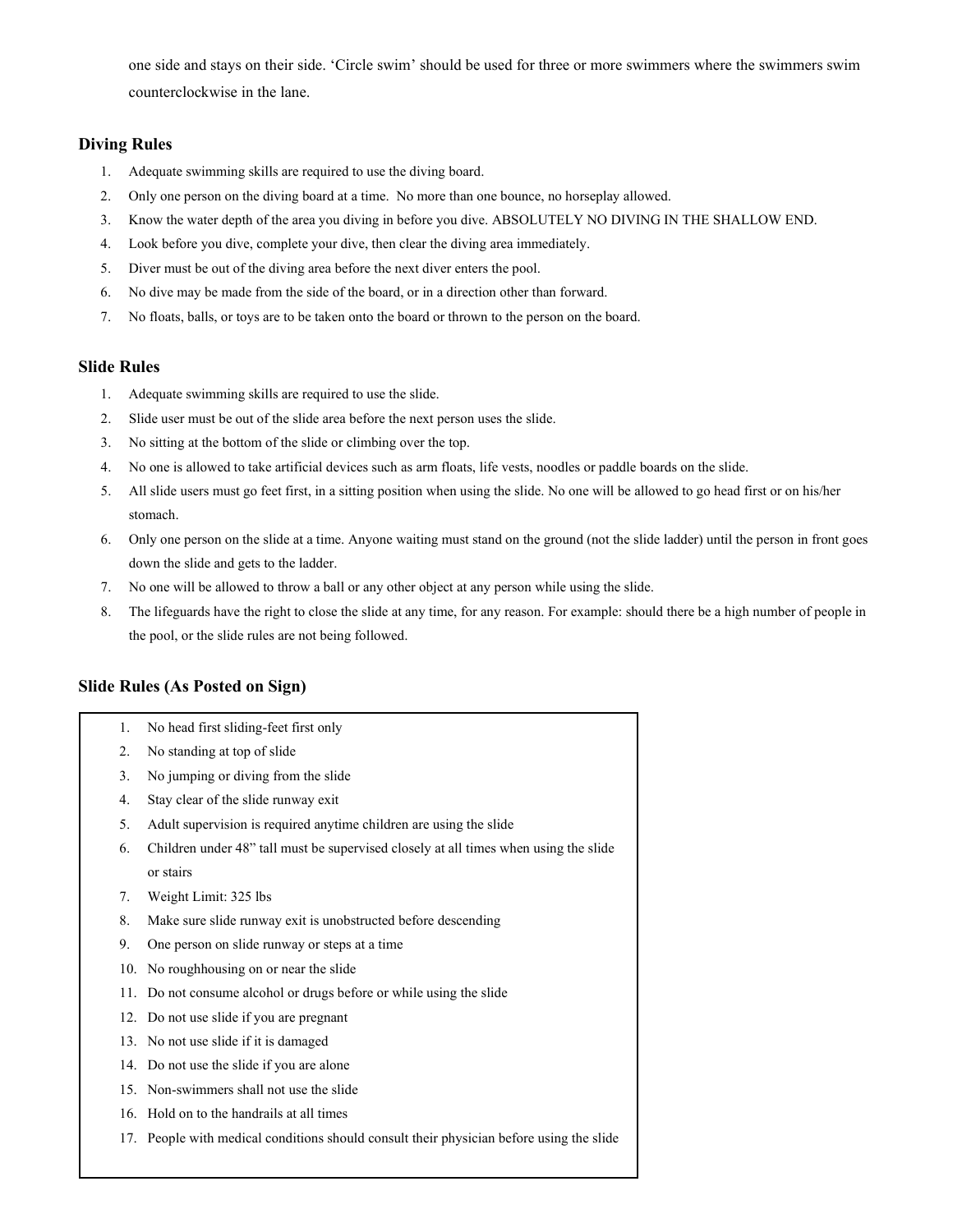one side and stays on their side. 'Circle swim' should be used for three or more swimmers where the swimmers swim counterclockwise in the lane.

### Diving Rules

1. Adequate swimming skills are required to use the diving board.
2. Only one person on the diving board at a time. No more than one bounce, no horseplay allowed.
3. Know the water depth of the area you diving in before you dive. ABSOLUTELY NO DIVING IN THE SHALLOW END.
4. Look before you dive, complete your dive, then clear the diving area immediately.
5. Diver must be out of the diving area before the next diver enters the pool.
6. No dive may be made from the side of the board, or in a direction other than forward.
7. No floats, balls, or toys are to be taken onto the board or thrown to the person on the board.

### Slide Rules

1. Adequate swimming skills are required to use the slide.
2. Slide user must be out of the slide area before the next person uses the slide.
3. No sitting at the bottom of the slide or climbing over the top.
4. No one is allowed to take artificial devices such as arm floats, life vests, noodles or paddle boards on the slide.
5. All slide users must go feet first, in a sitting position when using the slide. No one will be allowed to go head first or on his/her stomach.
6. Only one person on the slide at a time. Anyone waiting must stand on the ground (not the slide ladder) until the person in front goes down the slide and gets to the ladder.
7. No one will be allowed to throw a ball or any other object at any person while using the slide.
8. The lifeguards have the right to close the slide at any time, for any reason. For example: should there be a high number of people in the pool, or the slide rules are not being followed.

### Slide Rules (As Posted on Sign)

1. No head first sliding-feet first only
2. No standing at top of slide
3. No jumping or diving from the slide
4. Stay clear of the slide runway exit
5. Adult supervision is required anytime children are using the slide
6. Children under 48" tall must be supervised closely at all times when using the slide or stairs
7. Weight Limit: 325 lbs
8. Make sure slide runway exit is unobstructed before descending
9. One person on slide runway or steps at a time
10. No roughhousing on or near the slide
11. Do not consume alcohol or drugs before or while using the slide
12. Do not use slide if you are pregnant
13. No not use slide if it is damaged
14. Do not use the slide if you are alone
15. Non-swimmers shall not use the slide
16. Hold on to the handrails at all times
17. People with medical conditions should consult their physician before using the slide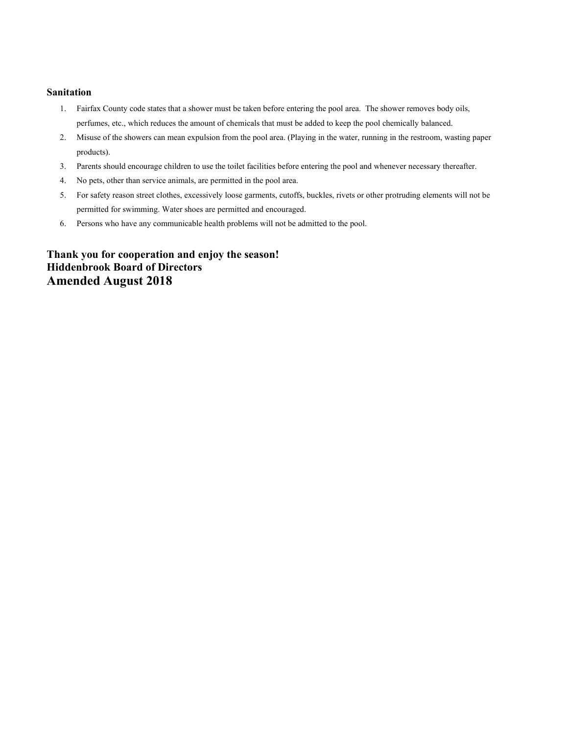**Sanitation**

1. Fairfax County code states that a shower must be taken before entering the pool area. The shower removes body oils, perfumes, etc., which reduces the amount of chemicals that must be added to keep the pool chemically balanced.
2. Misuse of the showers can mean expulsion from the pool area. (Playing in the water, running in the restroom, wasting paper products).
3. Parents should encourage children to use the toilet facilities before entering the pool and whenever necessary thereafter.
4. No pets, other than service animals, are permitted in the pool area.
5. For safety reason street clothes, excessively loose garments, cutoffs, buckles, rivets or other protruding elements will not be permitted for swimming. Water shoes are permitted and encouraged.
6. Persons who have any communicable health problems will not be admitted to the pool.

**Thank you for cooperation and enjoy the season!**
**Hiddenbrook Board of Directors**
**Amended August 2018**